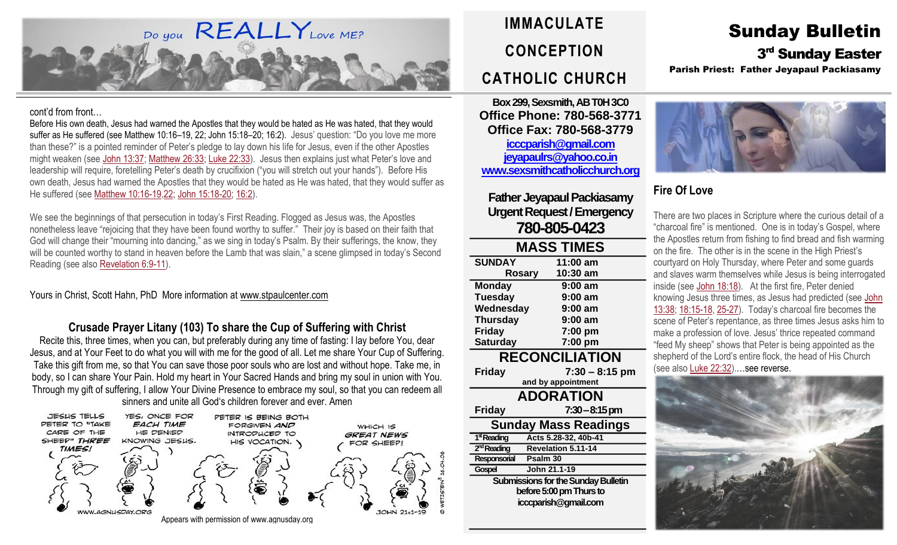# Sunday Bulletin

## 3rd Sunday Easter

**Parish Priest: Father Jeyapaul Packiasamy**

# IMMACULATE CONCEPTION CATHOLIC CHURCH

**Box 299, Sexsmith, AB T0H 3C0**
**Office Phone: 780-568-3771**
**Office Fax: 780-568-3779**
**icccparish@gmail.com**
**jeyapaulrs@yahoo.co.in**
**www.sexsmithcatholicchurch.org**

**Father Jeyapaul Packiasamy**
**Urgent Request / Emergency**
**780-805-0423**

## MASS TIMES

| | |
|---|---|
| **SUNDAY** | **11:00 am** |
| **Rosary** | **10:30 am** |
| **Monday** | **9:00 am** |
| **Tuesday** | **9:00 am** |
| **Wednesday** | **9:00 am** |
| **Thursday** | **9:00 am** |
| **Friday** | **7:00 pm** |
| **Saturday** | **7:00 pm** |

## RECONCILIATION

**Friday** **7:30 – 8:15 pm**
**and by appointment**

## ADORATION

**Friday** **7:30 – 8:15 pm**

## Sunday Mass Readings

| | |
|---|---|
| **1st Reading** | **Acts 5.28-32, 40b-41** |
| **2nd Reading** | **Revelation 5.11-14** |
| **Responsorial** | **Psalm 30** |
| **Gospel** | **John 21.1-19** |

**Submissions for the Sunday Bulletin before 5:00 pm Thurs to icccparish@gmail.com**

## Fire Of Love

There are two places in Scripture where the curious detail of a "charcoal fire" is mentioned. One is in today's Gospel, where the Apostles return from fishing to find bread and fish warming on the fire. The other is in the scene in the High Priest's courtyard on Holy Thursday, where Peter and some guards and slaves warm themselves while Jesus is being interrogated inside (see John 18:18). At the first fire, Peter denied knowing Jesus three times, as Jesus had predicted (see John 13:38; 18:15-18, 25-27). Today's charcoal fire becomes the scene of Peter's repentance, as three times Jesus asks him to make a profession of love. Jesus' thrice repeated command "feed My sheep" shows that Peter is being appointed as the shepherd of the Lord's entire flock, the head of His Church (see also Luke 22:32)….see reverse.

Do you REALLY Love ME?

cont'd from front…

Before His own death, Jesus had warned the Apostles that they would be hated as He was hated, that they would suffer as He suffered (see Matthew 10:16–19, 22; John 15:18–20; 16:2). Jesus' question: "Do you love me more than these?" is a pointed reminder of Peter's pledge to lay down his life for Jesus, even if the other Apostles might weaken (see John 13:37; Matthew 26:33; Luke 22:33). Jesus then explains just what Peter's love and leadership will require, foretelling Peter's death by crucifixion ("you will stretch out your hands"). Before His own death, Jesus had warned the Apostles that they would be hated as He was hated, that they would suffer as He suffered (see Matthew 10:16-19,22; John 15:18-20; 16:2).

We see the beginnings of that persecution in today's First Reading. Flogged as Jesus was, the Apostles nonetheless leave "rejoicing that they have been found worthy to suffer." Their joy is based on their faith that God will change their "mourning into dancing," as we sing in today's Psalm. By their sufferings, the know, they will be counted worthy to stand in heaven before the Lamb that was slain," a scene glimpsed in today's Second Reading (see also Revelation 6:9-11).

Yours in Christ, Scott Hahn, PhD More information at www.stpaulcenter.com

### Crusade Prayer Litany (103) To share the Cup of Suffering with Christ

Recite this, three times, when you can, but preferably during any time of fasting: I lay before You, dear Jesus, and at Your Feet to do what you will with me for the good of all. Let me share Your Cup of Suffering. Take this gift from me, so that You can save those poor souls who are lost and without hope. Take me, in body, so I can share Your Pain. Hold my heart in Your Sacred Hands and bring my soul in union with You. Through my gift of suffering, I allow Your Divine Presence to embrace my soul, so that you can redeem all sinners and unite all God's children forever and ever. Amen

Appears with permission of www.agnusday.org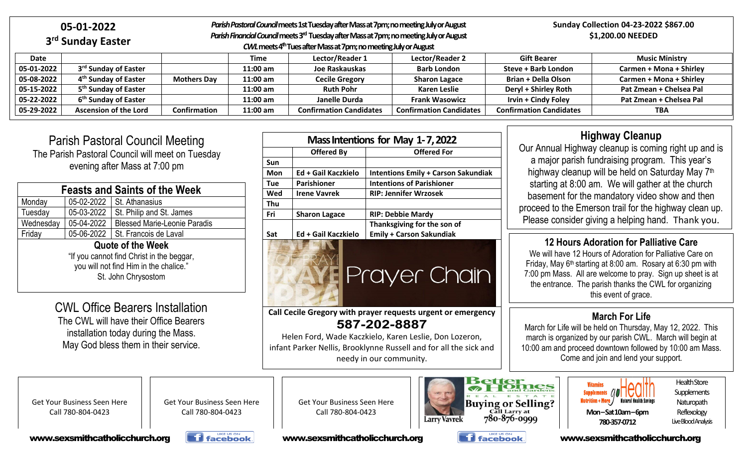**05-01-2022**
**3rd Sunday Easter**

*Parish Pastoral Council* meets 1st Tuesday after Mass at 7pm; no meeting July or August
*Parish Financial Council* meets 3rd Tuesday after Mass at 7pm; no meeting July or August
*CWL* meets 4th Tues after Mass at 7pm; no meeting July or August

**Sunday Collection 04-23-2022 $867.00**
**$1,200.00 NEEDED**

| Date | | | Time | Lector/Reader 1 | Lector/Reader 2 | Gift Bearer | Music Ministry |
|---|---|---|---|---|---|---|---|
| 05-01-2022 | 3rd Sunday of Easter | | 11:00 am | Joe Raskauskas | Barb London | Steve + Barb London | Carmen + Mona + Shirley |
| 05-08-2022 | 4th Sunday of Easter | Mothers Day | 11:00 am | Cecile Gregory | Sharon Lagace | Brian + Della Olson | Carmen + Mona + Shirley |
| 05-15-2022 | 5th Sunday of Easter | | 11:00 am | Ruth Pohr | Karen Leslie | Deryl + Shirley Roth | Pat Zmean + Chelsea Pal |
| 05-22-2022 | 6th Sunday of Easter | | 11:00 am | Janelle Durda | Frank Wasowicz | Irvin + Cindy Foley | Pat Zmean + Chelsea Pal |
| 05-29-2022 | Ascension of the Lord | Confirmation | 11:00 am | Confirmation Candidates | Confirmation Candidates | Confirmation Candidates | TBA |

## Parish Pastoral Council Meeting

The Parish Pastoral Council will meet on Tuesday evening after Mass at 7:00 pm

| Feasts and Saints of the Week | | |
|---|---|---|
| Monday | 05-02-2022 | St. Athanasius |
| Tuesday | 05-03-2022 | St. Philip and St. James |
| Wednesday | 05-04-2022 | Blessed Marie-Leonie Paradis |
| Friday | 05-06-2022 | St. Francois de Laval |

**Quote of the Week**

"If you cannot find Christ in the beggar, you will not find Him in the chalice."
St. John Chrysostom

## CWL Office Bearers Installation

The CWL will have their Office Bearers installation today during the Mass. May God bless them in their service.

### Mass Intentions for May 1-7, 2022

| | Offered By | Offered For |
|---|---|---|
| Sun | | |
| Mon | Ed + Gail Kaczkielo | Intentions Emily + Carson Sakundiak |
| Tue | Parishioner | Intentions of Parishioner |
| Wed | Irene Vavrek | RIP: Jennifer Wrzosek |
| Thu | | |
| Fri | Sharon Lagace | RIP: Debbie Mardy |
| Sat | Ed + Gail Kaczkielo | Thanksgiving for the son of Emily + Carson Sakundiak |

Prayer Chain

**Call Cecile Gregory with prayer requests urgent or emergency**
**587-202-8887**

Helen Ford, Wade Kaczkielo, Karen Leslie, Don Lozeron, infant Parker Nellis, Brooklynne Russell and for all the sick and needy in our community.

## Highway Cleanup

Our Annual Highway cleanup is coming right up and is a major parish fundraising program. This year's highway cleanup will be held on Saturday May 7th starting at 8:00 am. We will gather at the church basement for the mandatory video show and then proceed to the Emerson trail for the highway clean up. Please consider giving a helping hand. Thank you.

## 12 Hours Adoration for Palliative Care

We will have 12 Hours of Adoration for Palliative Care on Friday, May 6th starting at 8:00 am. Rosary at 6:30 pm with 7:00 pm Mass. All are welcome to pray. Sign up sheet is at the entrance. The parish thanks the CWL for organizing this event of grace.

## March For Life

March for Life will be held on Thursday, May 12, 2022. This march is organized by our parish CWL. March will begin at 10:00 am and proceed downtown followed by 10:00 am Mass. Come and join and lend your support.

Get Your Business Seen Here
Call 780-804-0423

Get Your Business Seen Here
Call 780-804-0423

Get Your Business Seen Here
Call 780-804-0423

Better Homes and Gardens Real Estate
Buying or Selling? Call Larry at 780-876-0999
Larry Vavrek

Vitamins, Supplements, Nutrition + More — go Health — Natural Health Savings
Mon – Sat 10am – 6pm
780-357-0712
Health Store, Supplements, Naturopath, Reflexology, Live Blood Analysis

www.sexsmithcatholicchurch.org — Like us on facebook